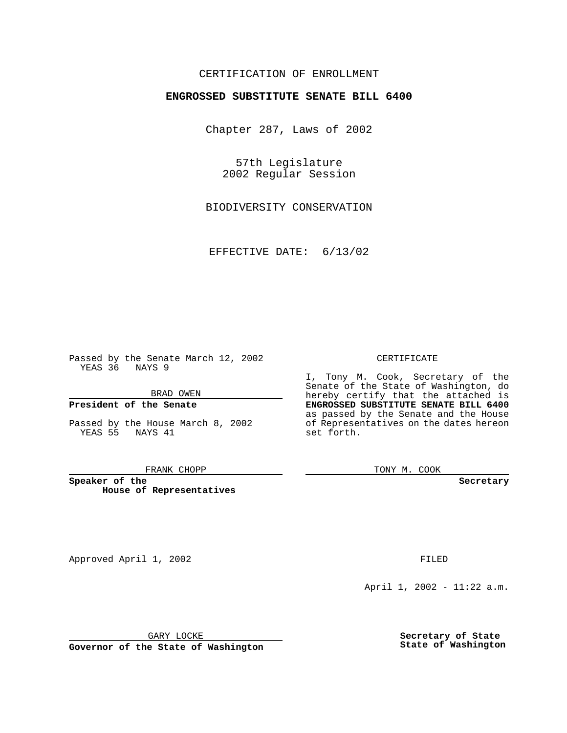CERTIFICATION OF ENROLLMENT

**ENGROSSED SUBSTITUTE SENATE BILL 6400**

Chapter 287, Laws of 2002

57th Legislature
2002 Regular Session

BIODIVERSITY CONSERVATION

EFFECTIVE DATE: 6/13/02

Passed by the Senate March 12, 2002
YEAS 36 NAYS 9

BRAD OWEN

**President of the Senate**

Passed by the House March 8, 2002
YEAS 55 NAYS 41

FRANK CHOPP

**Speaker of the House of Representatives**

CERTIFICATE

I, Tony M. Cook, Secretary of the Senate of the State of Washington, do hereby certify that the attached is **ENGROSSED SUBSTITUTE SENATE BILL 6400** as passed by the Senate and the House of Representatives on the dates hereon set forth.

TONY M. COOK

**Secretary**

Approved April 1, 2002

GARY LOCKE

**Governor of the State of Washington**

FILED

April 1, 2002 - 11:22 a.m.

**Secretary of State**
**State of Washington**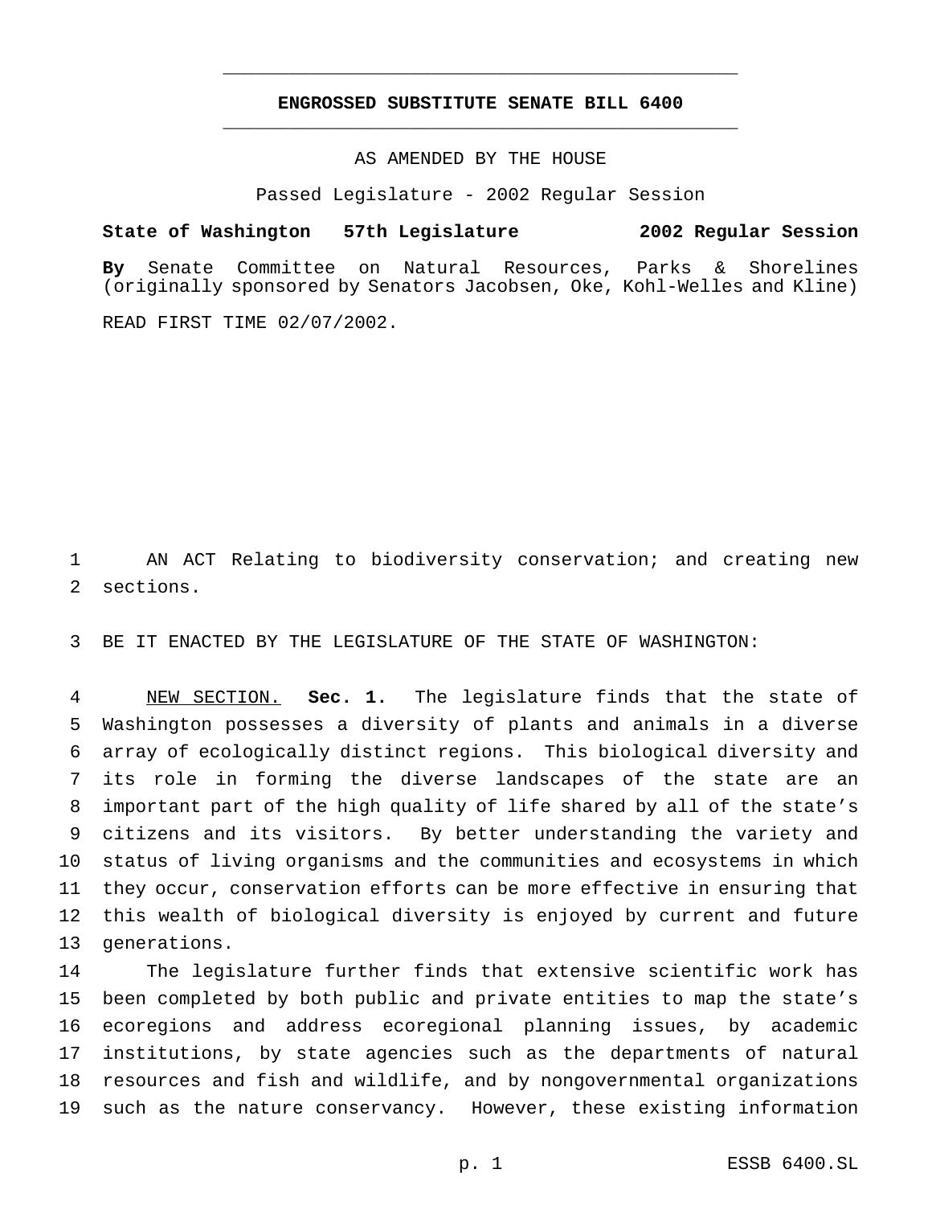# ENGROSSED SUBSTITUTE SENATE BILL 6400

AS AMENDED BY THE HOUSE

Passed Legislature - 2002 Regular Session

**State of Washington 57th Legislature 2002 Regular Session**

**By** Senate Committee on Natural Resources, Parks & Shorelines (originally sponsored by Senators Jacobsen, Oke, Kohl-Welles and Kline)

READ FIRST TIME 02/07/2002.

AN ACT Relating to biodiversity conservation; and creating new sections.

BE IT ENACTED BY THE LEGISLATURE OF THE STATE OF WASHINGTON:

NEW SECTION. **Sec. 1.** The legislature finds that the state of Washington possesses a diversity of plants and animals in a diverse array of ecologically distinct regions. This biological diversity and its role in forming the diverse landscapes of the state are an important part of the high quality of life shared by all of the state's citizens and its visitors. By better understanding the variety and status of living organisms and the communities and ecosystems in which they occur, conservation efforts can be more effective in ensuring that this wealth of biological diversity is enjoyed by current and future generations.

The legislature further finds that extensive scientific work has been completed by both public and private entities to map the state's ecoregions and address ecoregional planning issues, by academic institutions, by state agencies such as the departments of natural resources and fish and wildlife, and by nongovernmental organizations such as the nature conservancy. However, these existing information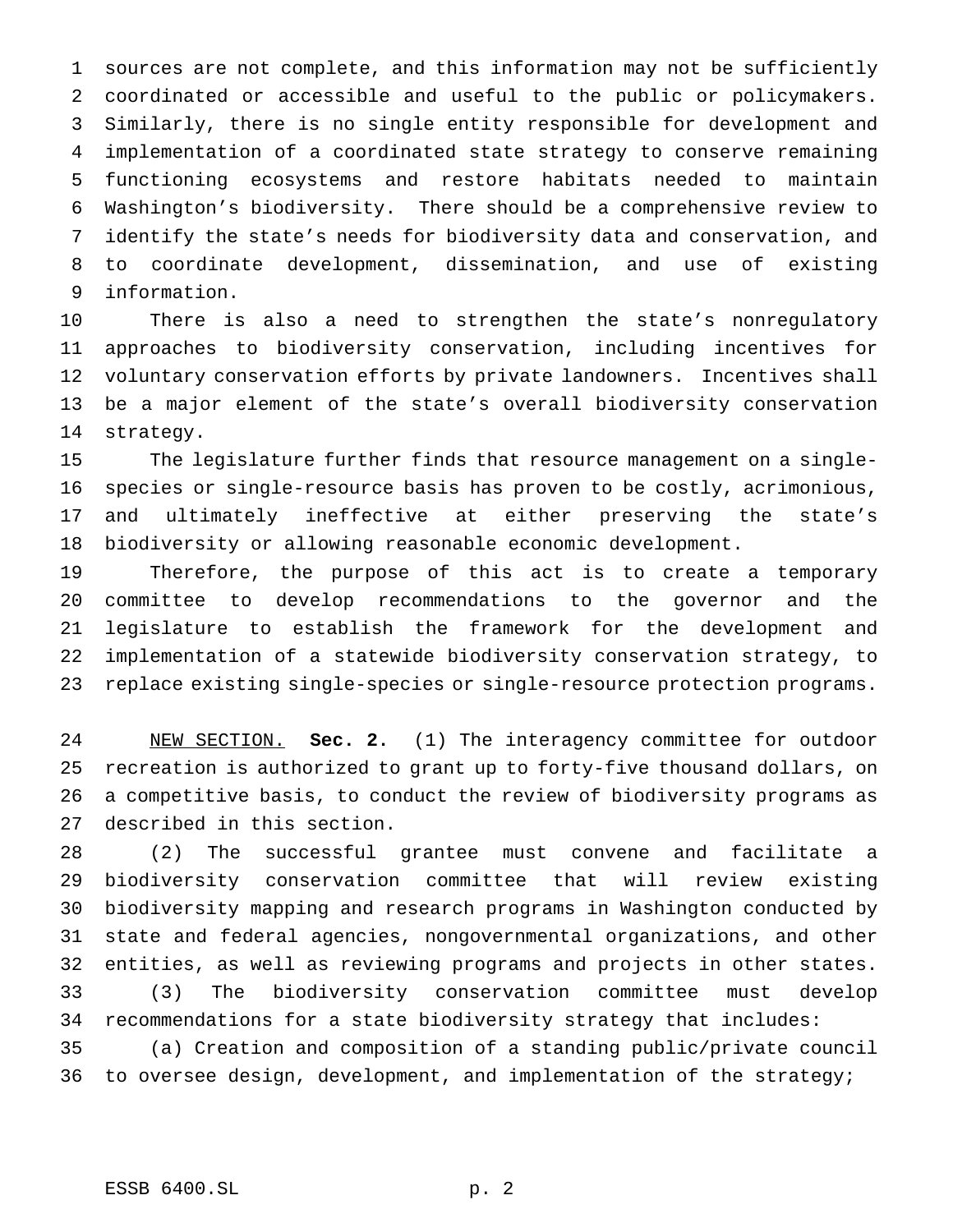sources are not complete, and this information may not be sufficiently coordinated or accessible and useful to the public or policymakers. Similarly, there is no single entity responsible for development and implementation of a coordinated state strategy to conserve remaining functioning ecosystems and restore habitats needed to maintain Washington's biodiversity. There should be a comprehensive review to identify the state's needs for biodiversity data and conservation, and to coordinate development, dissemination, and use of existing information.

There is also a need to strengthen the state's nonregulatory approaches to biodiversity conservation, including incentives for voluntary conservation efforts by private landowners. Incentives shall be a major element of the state's overall biodiversity conservation strategy.

The legislature further finds that resource management on a single-species or single-resource basis has proven to be costly, acrimonious, and ultimately ineffective at either preserving the state's biodiversity or allowing reasonable economic development.

Therefore, the purpose of this act is to create a temporary committee to develop recommendations to the governor and the legislature to establish the framework for the development and implementation of a statewide biodiversity conservation strategy, to replace existing single-species or single-resource protection programs.

NEW SECTION. **Sec. 2.** (1) The interagency committee for outdoor recreation is authorized to grant up to forty-five thousand dollars, on a competitive basis, to conduct the review of biodiversity programs as described in this section.

(2) The successful grantee must convene and facilitate a biodiversity conservation committee that will review existing biodiversity mapping and research programs in Washington conducted by state and federal agencies, nongovernmental organizations, and other entities, as well as reviewing programs and projects in other states.

(3) The biodiversity conservation committee must develop recommendations for a state biodiversity strategy that includes:

(a) Creation and composition of a standing public/private council to oversee design, development, and implementation of the strategy;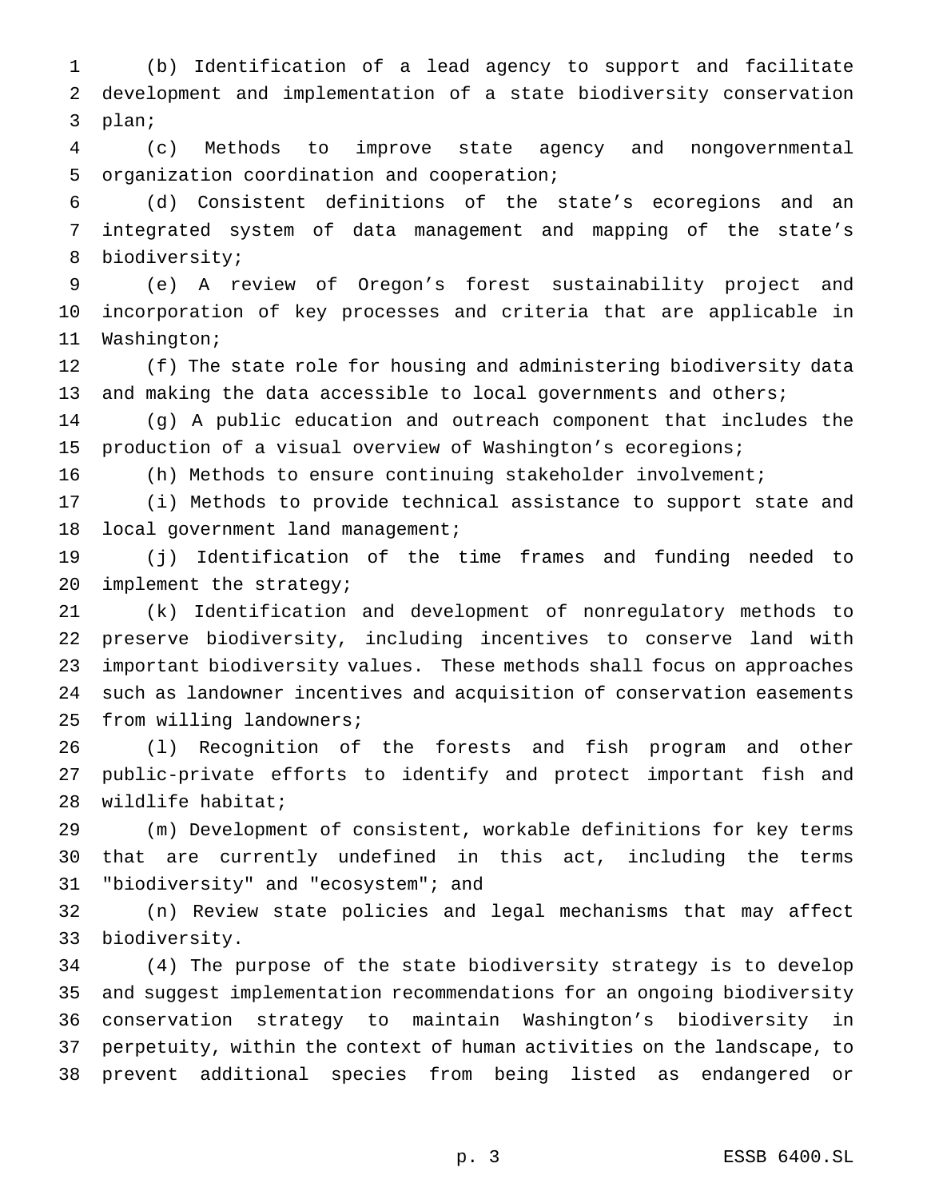(b) Identification of a lead agency to support and facilitate development and implementation of a state biodiversity conservation plan;

(c) Methods to improve state agency and nongovernmental organization coordination and cooperation;

(d) Consistent definitions of the state's ecoregions and an integrated system of data management and mapping of the state's biodiversity;

(e) A review of Oregon's forest sustainability project and incorporation of key processes and criteria that are applicable in Washington;

(f) The state role for housing and administering biodiversity data and making the data accessible to local governments and others;

(g) A public education and outreach component that includes the production of a visual overview of Washington's ecoregions;

(h) Methods to ensure continuing stakeholder involvement;

(i) Methods to provide technical assistance to support state and local government land management;

(j) Identification of the time frames and funding needed to implement the strategy;

(k) Identification and development of nonregulatory methods to preserve biodiversity, including incentives to conserve land with important biodiversity values. These methods shall focus on approaches such as landowner incentives and acquisition of conservation easements from willing landowners;

(l) Recognition of the forests and fish program and other public-private efforts to identify and protect important fish and wildlife habitat;

(m) Development of consistent, workable definitions for key terms that are currently undefined in this act, including the terms "biodiversity" and "ecosystem"; and

(n) Review state policies and legal mechanisms that may affect biodiversity.

(4) The purpose of the state biodiversity strategy is to develop and suggest implementation recommendations for an ongoing biodiversity conservation strategy to maintain Washington's biodiversity in perpetuity, within the context of human activities on the landscape, to prevent additional species from being listed as endangered or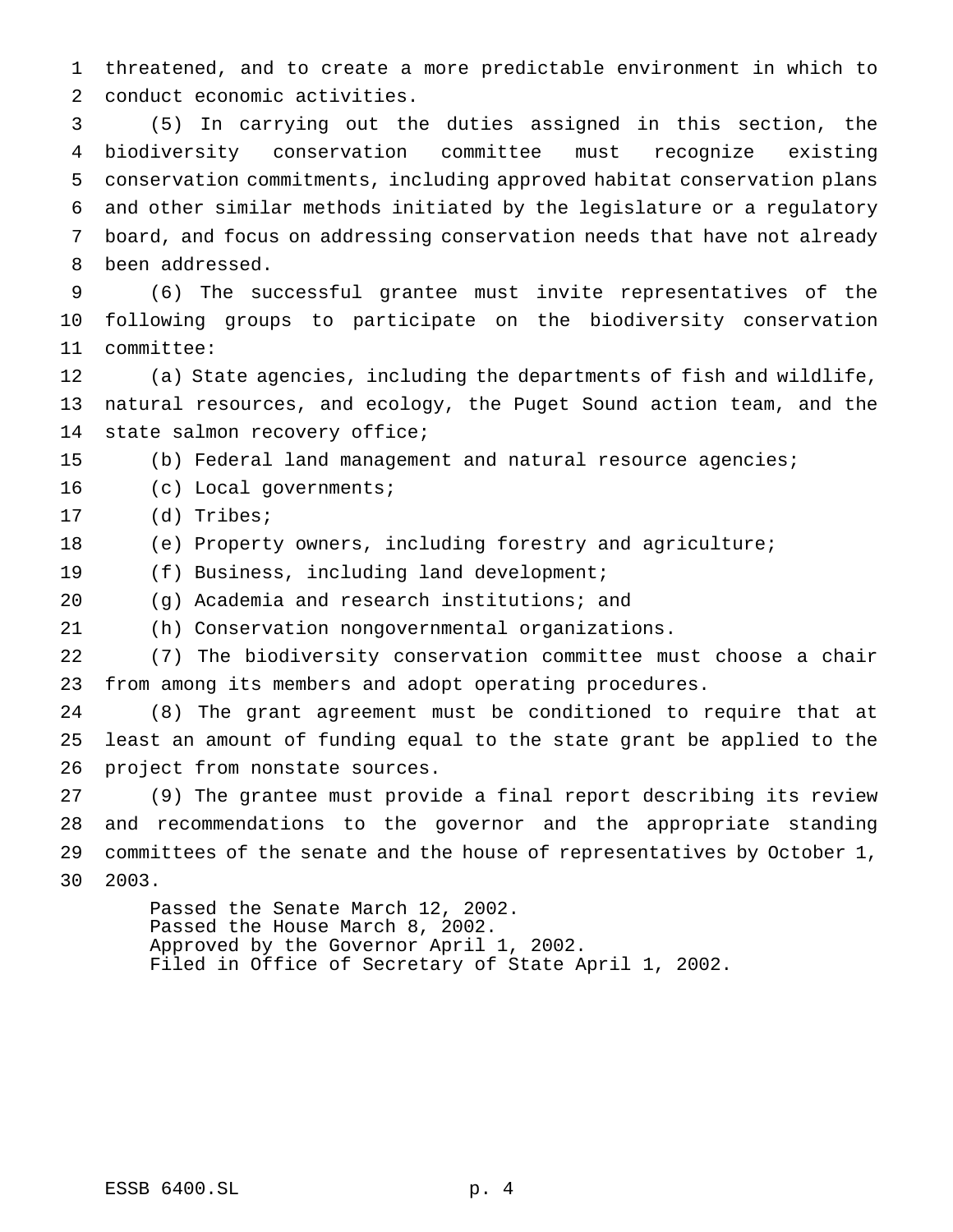threatened, and to create a more predictable environment in which to conduct economic activities.

(5) In carrying out the duties assigned in this section, the biodiversity conservation committee must recognize existing conservation commitments, including approved habitat conservation plans and other similar methods initiated by the legislature or a regulatory board, and focus on addressing conservation needs that have not already been addressed.

(6) The successful grantee must invite representatives of the following groups to participate on the biodiversity conservation committee:

(a) State agencies, including the departments of fish and wildlife, natural resources, and ecology, the Puget Sound action team, and the state salmon recovery office;

(b) Federal land management and natural resource agencies;

(c) Local governments;

(d) Tribes;

(e) Property owners, including forestry and agriculture;

(f) Business, including land development;

(g) Academia and research institutions; and

(h) Conservation nongovernmental organizations.

(7) The biodiversity conservation committee must choose a chair from among its members and adopt operating procedures.

(8) The grant agreement must be conditioned to require that at least an amount of funding equal to the state grant be applied to the project from nonstate sources.

(9) The grantee must provide a final report describing its review and recommendations to the governor and the appropriate standing committees of the senate and the house of representatives by October 1, 2003.

Passed the Senate March 12, 2002.
Passed the House March 8, 2002.
Approved by the Governor April 1, 2002.
Filed in Office of Secretary of State April 1, 2002.